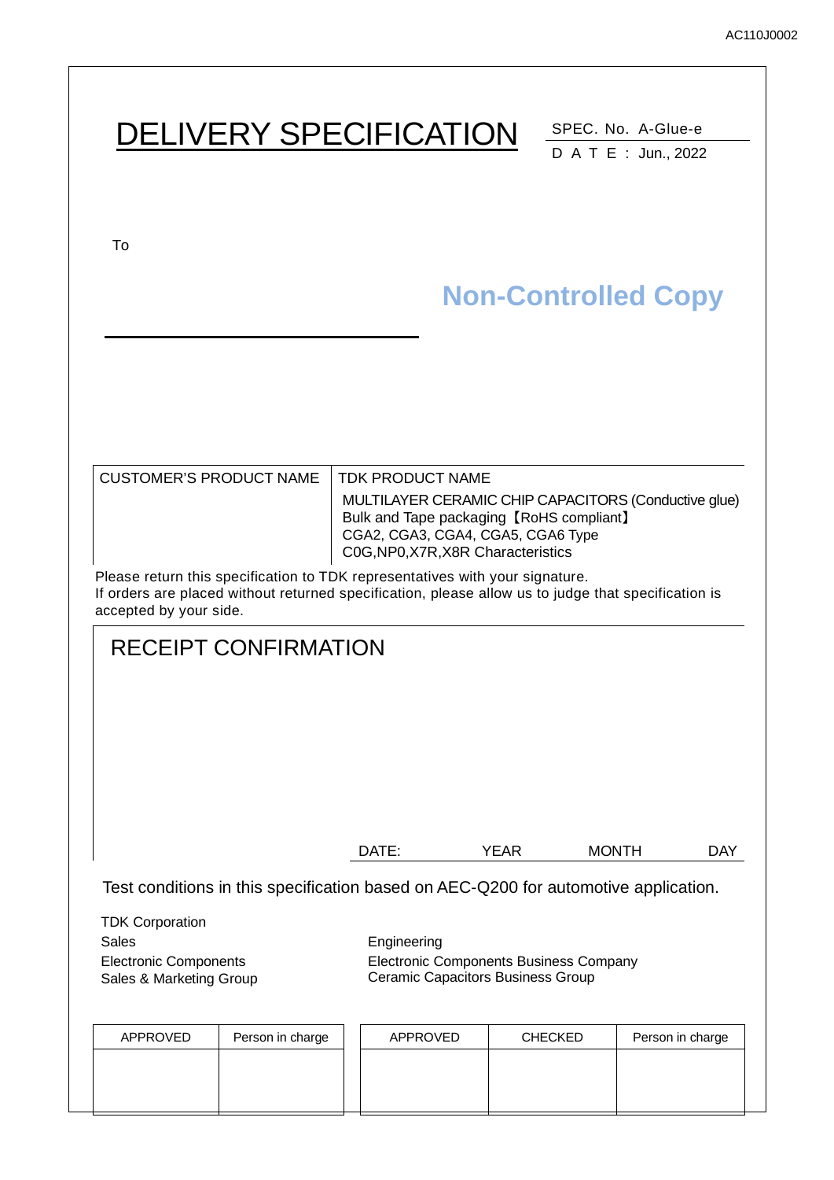# DELIVERY SPECIFICATION

SPEC. No. A-Glue-e

D A T E : Jun., 2022

To

**Non-Controlled Copy**

| CUSTOMER'S PRODUCT NAME | TDK PRODUCT NAME |
|---|---|
| | MULTILAYER CERAMIC CHIP CAPACITORS (Conductive glue)<br>Bulk and Tape packaging【RoHS compliant】<br>CGA2, CGA3, CGA4, CGA5, CGA6 Type<br>C0G,NP0,X7R,X8R Characteristics |

Please return this specification to TDK representatives with your signature.
If orders are placed without returned specification, please allow us to judge that specification is accepted by your side.

## RECEIPT CONFIRMATION

DATE: YEAR MONTH DAY

Test conditions in this specification based on AEC-Q200 for automotive application.

TDK Corporation

Sales
Electronic Components
Sales & Marketing Group

Engineering
Electronic Components Business Company
Ceramic Capacitors Business Group

| APPROVED | Person in charge |
|---|---|
| | |

| APPROVED | CHECKED | Person in charge |
|---|---|---|
| | | |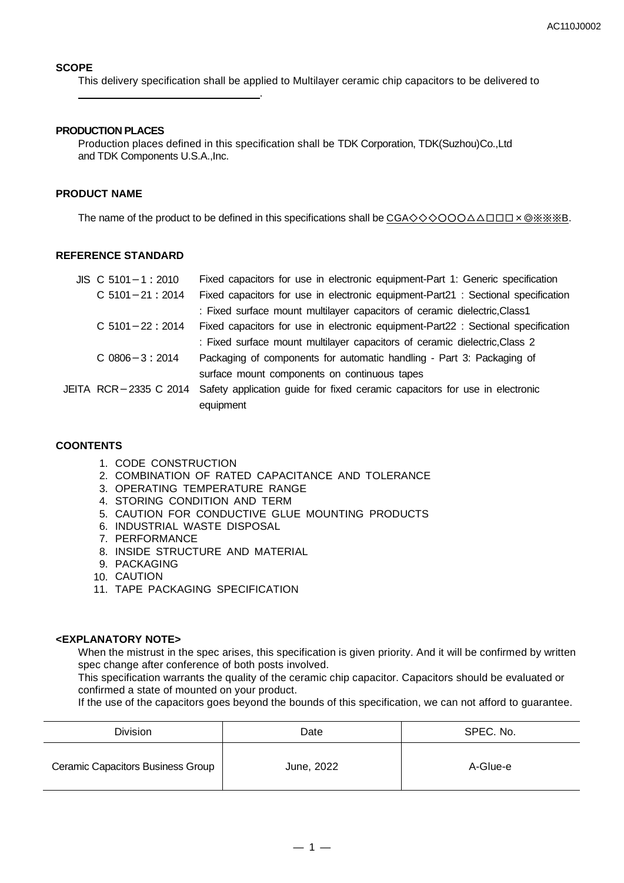## SCOPE

This delivery specification shall be applied to Multilayer ceramic chip capacitors to be delivered to

______________________________.

## PRODUCTION PLACES

Production places defined in this specification shall be TDK Corporation, TDK(Suzhou)Co.,Ltd and TDK Components U.S.A.,Inc.

## PRODUCT NAME

The name of the product to be defined in this specifications shall be CGA◇◇◇○○○△△□□□×◎※※※B.

## REFERENCE STANDARD

| | |
|---|---|
| JIS C 5101－1：2010 | Fixed capacitors for use in electronic equipment-Part 1: Generic specification |
| C 5101－21：2014 | Fixed capacitors for use in electronic equipment-Part21 : Sectional specification : Fixed surface mount multilayer capacitors of ceramic dielectric,Class1 |
| C 5101－22：2014 | Fixed capacitors for use in electronic equipment-Part22 : Sectional specification : Fixed surface mount multilayer capacitors of ceramic dielectric,Class 2 |
| C 0806－3：2014 | Packaging of components for automatic handling - Part 3: Packaging of surface mount components on continuous tapes |
| JEITA RCR－2335 C 2014 | Safety application guide for fixed ceramic capacitors for use in electronic equipment |

## COONTENTS

1. CODE CONSTRUCTION
2. COMBINATION OF RATED CAPACITANCE AND TOLERANCE
3. OPERATING TEMPERATURE RANGE
4. STORING CONDITION AND TERM
5. CAUTION FOR CONDUCTIVE GLUE MOUNTING PRODUCTS
6. INDUSTRIAL WASTE DISPOSAL
7. PERFORMANCE
8. INSIDE STRUCTURE AND MATERIAL
9. PACKAGING
10. CAUTION
11. TAPE PACKAGING SPECIFICATION

## <EXPLANATORY NOTE>

When the mistrust in the spec arises, this specification is given priority. And it will be confirmed by written spec change after conference of both posts involved.

This specification warrants the quality of the ceramic chip capacitor. Capacitors should be evaluated or confirmed a state of mounted on your product.

If the use of the capacitors goes beyond the bounds of this specification, we can not afford to guarantee.

| Division | Date | SPEC. No. |
|---|---|---|
| Ceramic Capacitors Business Group | June, 2022 | A-Glue-e |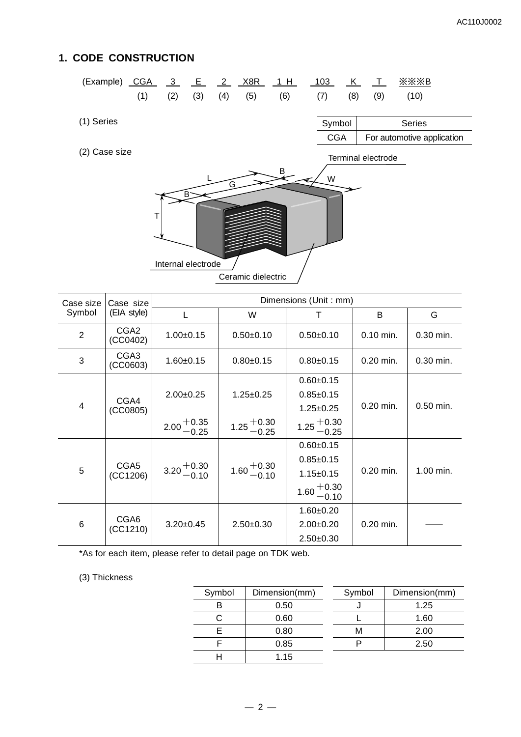## 1. CODE CONSTRUCTION

| (Example) | CGA | 3 | E | 2 | X8R | 1 H | 103 | K | T | ※※※B |
|---|---|---|---|---|---|---|---|---|---|---|
| | (1) | (2) | (3) | (4) | (5) | (6) | (7) | (8) | (9) | (10) |

(1) Series

| Symbol | Series |
|---|---|
| CGA | For automotive application |

(2) Case size

Terminal electrode

L, G, B, W, T

Internal electrode

Ceramic dielectric

| Case size Symbol | Case size (EIA style) | Dimensions (Unit : mm) | | | | |
|---|---|---|---|---|---|---|
| | | L | W | T | B | G |
| 2 | CGA2 (CC0402) | 1.00±0.15 | 0.50±0.10 | 0.50±0.10 | 0.10 min. | 0.30 min. |
| 3 | CGA3 (CC0603) | 1.60±0.15 | 0.80±0.15 | 0.80±0.15 | 0.20 min. | 0.30 min. |
| 4 | CGA4 (CC0805) | 2.00±0.25 | 1.25±0.25 | 0.60±0.15<br>0.85±0.15<br>1.25±0.25 | 0.20 min. | 0.50 min. |
| | | $2.00^{+0.35}_{-0.25}$ | $1.25^{+0.30}_{-0.25}$ | $1.25^{+0.30}_{-0.25}$ | | |
| 5 | CGA5 (CC1206) | $3.20^{+0.30}_{-0.10}$ | $1.60^{+0.30}_{-0.10}$ | 0.60±0.15<br>0.85±0.15<br>1.15±0.15<br>$1.60^{+0.30}_{-0.10}$ | 0.20 min. | 1.00 min. |
| 6 | CGA6 (CC1210) | 3.20±0.45 | 2.50±0.30 | 1.60±0.20<br>2.00±0.20<br>2.50±0.30 | 0.20 min. | —— |

*As for each item, please refer to detail page on TDK web.

(3) Thickness

| Symbol | Dimension(mm) |
|---|---|
| B | 0.50 |
| C | 0.60 |
| E | 0.80 |
| F | 0.85 |
| H | 1.15 |

| Symbol | Dimension(mm) |
|---|---|
| J | 1.25 |
| L | 1.60 |
| M | 2.00 |
| P | 2.50 |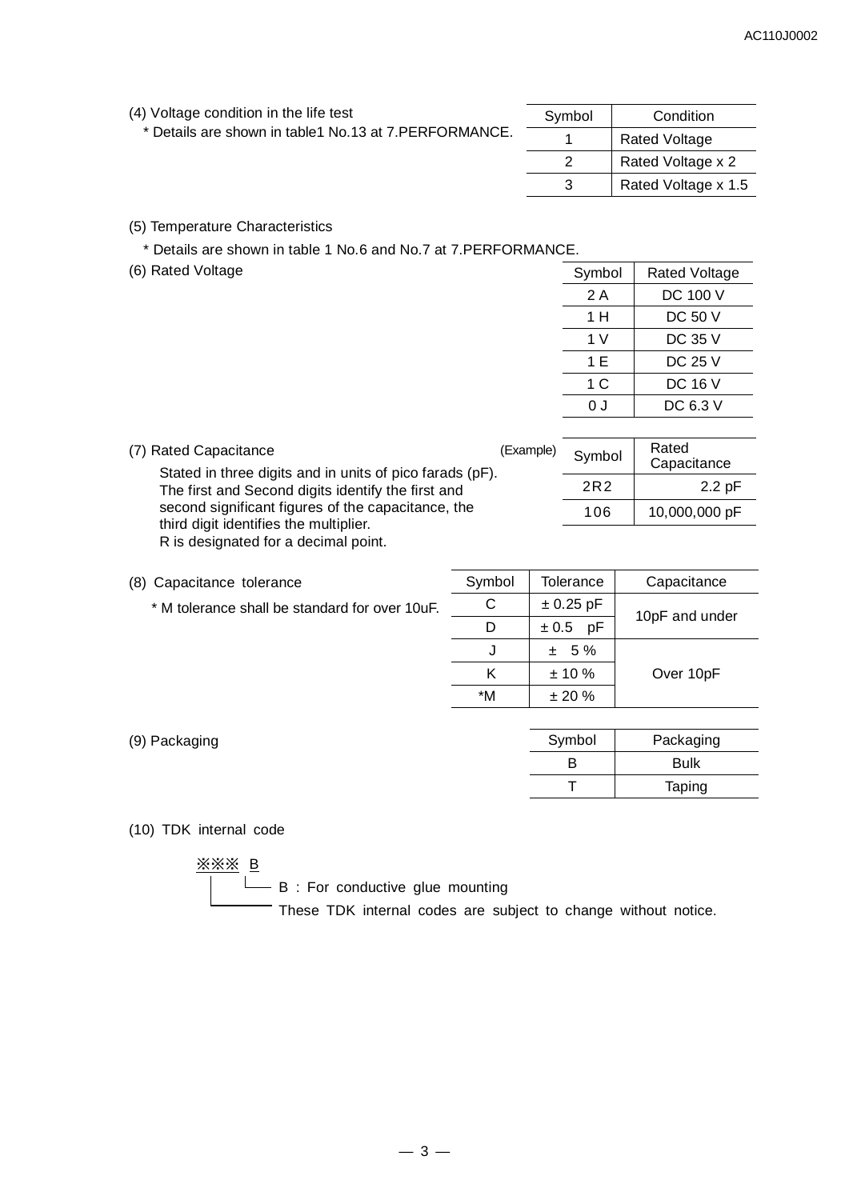(4) Voltage condition in the life test

\* Details are shown in table1 No.13 at 7.PERFORMANCE.

| Symbol | Condition |
|---|---|
| 1 | Rated Voltage |
| 2 | Rated Voltage x 2 |
| 3 | Rated Voltage x 1.5 |

(5) Temperature Characteristics

\* Details are shown in table 1 No.6 and No.7 at 7.PERFORMANCE.

(6) Rated Voltage

| Symbol | Rated Voltage |
|---|---|
| 2 A | DC 100 V |
| 1 H | DC 50 V |
| 1 V | DC 35 V |
| 1 E | DC 25 V |
| 1 C | DC 16 V |
| 0 J | DC 6.3 V |

(7) Rated Capacitance

Stated in three digits and in units of pico farads (pF).
The first and Second digits identify the first and second significant figures of the capacitance, the third digit identifies the multiplier.
R is designated for a decimal point.

(Example)

| Symbol | Rated Capacitance |
|---|---|
| 2R2 | 2.2 pF |
| 106 | 10,000,000 pF |

(8) Capacitance tolerance

\* M tolerance shall be standard for over 10uF.

| Symbol | Tolerance | Capacitance |
|---|---|---|
| C | ± 0.25 pF | 10pF and under |
| D | ± 0.5 pF | |
| J | ± 5 % | Over 10pF |
| K | ± 10 % | |
| \*M | ± 20 % | |

(9) Packaging

| Symbol | Packaging |
|---|---|
| B | Bulk |
| T | Taping |

(10) TDK internal code

※※※ B

- B : For conductive glue mounting
- These TDK internal codes are subject to change without notice.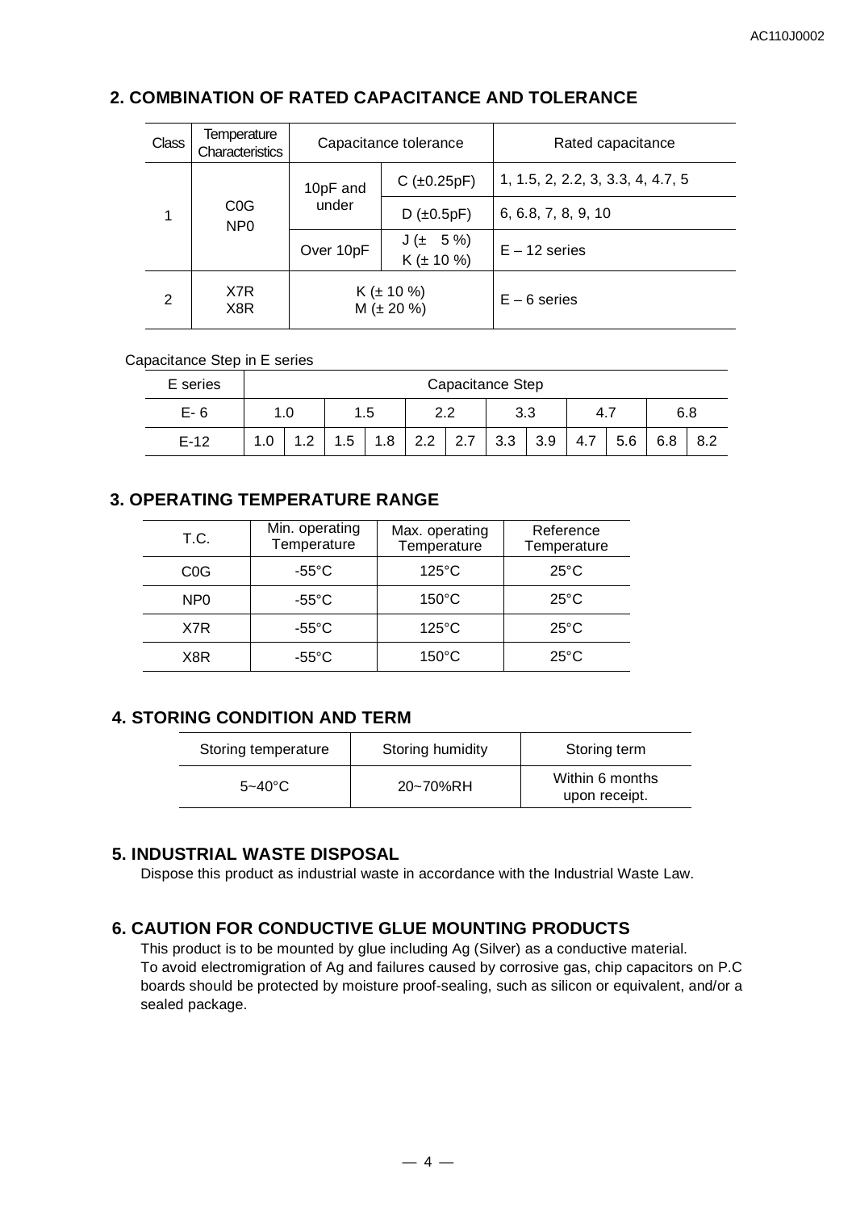## 2. COMBINATION OF RATED CAPACITANCE AND TOLERANCE

| Class | Temperature Characteristics | Capacitance tolerance | | Rated capacitance |
|---|---|---|---|---|
| 1 | C0G NP0 | 10pF and under | C (±0.25pF) | 1, 1.5, 2, 2.2, 3, 3.3, 4, 4.7, 5 |
| | | | D (±0.5pF) | 6, 6.8, 7, 8, 9, 10 |
| | | Over 10pF | J (± 5 %) K (± 10 %) | E – 12 series |
| 2 | X7R X8R | K (± 10 %) M (± 20 %) | | E – 6 series |

Capacitance Step in E series

| E series | Capacitance Step | | | | | | | | | | | |
|---|---|---|---|---|---|---|---|---|---|---|---|---|
| E- 6 | 1.0 | | 1.5 | | 2.2 | | 3.3 | | 4.7 | | 6.8 | |
| E-12 | 1.0 | 1.2 | 1.5 | 1.8 | 2.2 | 2.7 | 3.3 | 3.9 | 4.7 | 5.6 | 6.8 | 8.2 |

## 3. OPERATING TEMPERATURE RANGE

| T.C. | Min. operating Temperature | Max. operating Temperature | Reference Temperature |
|---|---|---|---|
| C0G | -55°C | 125°C | 25°C |
| NP0 | -55°C | 150°C | 25°C |
| X7R | -55°C | 125°C | 25°C |
| X8R | -55°C | 150°C | 25°C |

## 4. STORING CONDITION AND TERM

| Storing temperature | Storing humidity | Storing term |
|---|---|---|
| 5~40°C | 20~70%RH | Within 6 months upon receipt. |

## 5. INDUSTRIAL WASTE DISPOSAL

Dispose this product as industrial waste in accordance with the Industrial Waste Law.

## 6. CAUTION FOR CONDUCTIVE GLUE MOUNTING PRODUCTS

This product is to be mounted by glue including Ag (Silver) as a conductive material.
To avoid electromigration of Ag and failures caused by corrosive gas, chip capacitors on P.C boards should be protected by moisture proof-sealing, such as silicon or equivalent, and/or a sealed package.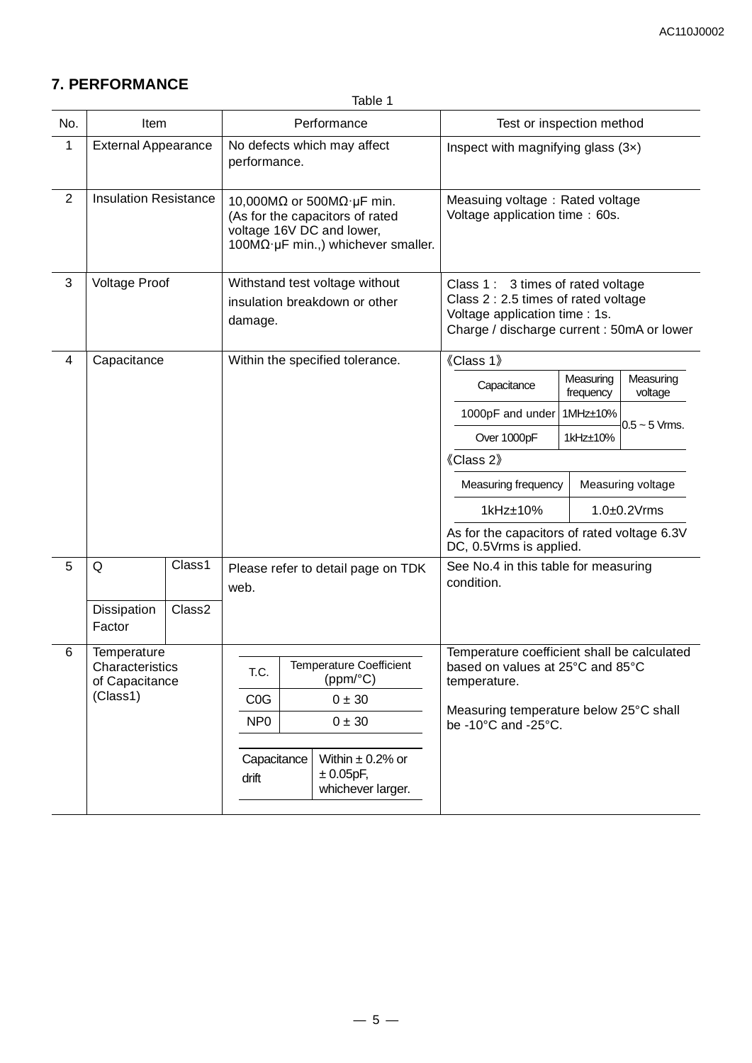## 7. PERFORMANCE

Table 1

| No. | Item | | Performance | Test or inspection method |
|---|---|---|---|---|
| 1 | External Appearance | | No defects which may affect performance. | Inspect with magnifying glass (3×) |
| 2 | Insulation Resistance | | 10,000MΩ or 500MΩ·μF min. (As for the capacitors of rated voltage 16V DC and lower, 100MΩ·μF min.,) whichever smaller. | Measuing voltage：Rated voltage<br>Voltage application time：60s. |
| 3 | Voltage Proof | | Withstand test voltage without insulation breakdown or other damage. | Class 1 : 3 times of rated voltage<br>Class 2 : 2.5 times of rated voltage<br>Voltage application time : 1s.<br>Charge / discharge current : 50mA or lower |
| 4 | Capacitance | | Within the specified tolerance. | 《Class 1》<br>Capacitance / Measuring frequency / Measuring voltage:<br>1000pF and under / 1MHz±10% / 0.5 ~ 5 Vrms.<br>Over 1000pF / 1kHz±10% / 0.5 ~ 5 Vrms.<br>《Class 2》<br>Measuring frequency / Measuring voltage:<br>1kHz±10% / 1.0±0.2Vrms<br>As for the capacitors of rated voltage 6.3V DC, 0.5Vrms is applied. |
| 5 | Q | Class1 | Please refer to detail page on TDK web. | See No.4 in this table for measuring condition. |
| | Dissipation Factor | Class2 | | |
| 6 | Temperature Characteristics of Capacitance (Class1) | | T.C. / Temperature Coefficient (ppm/°C):<br>C0G / 0 ± 30<br>NP0 / 0 ± 30<br><br>Capacitance drift / Within ± 0.2% or ± 0.05pF, whichever larger. | Temperature coefficient shall be calculated based on values at 25°C and 85°C temperature.<br><br>Measuring temperature below 25°C shall be -10°C and -25°C. |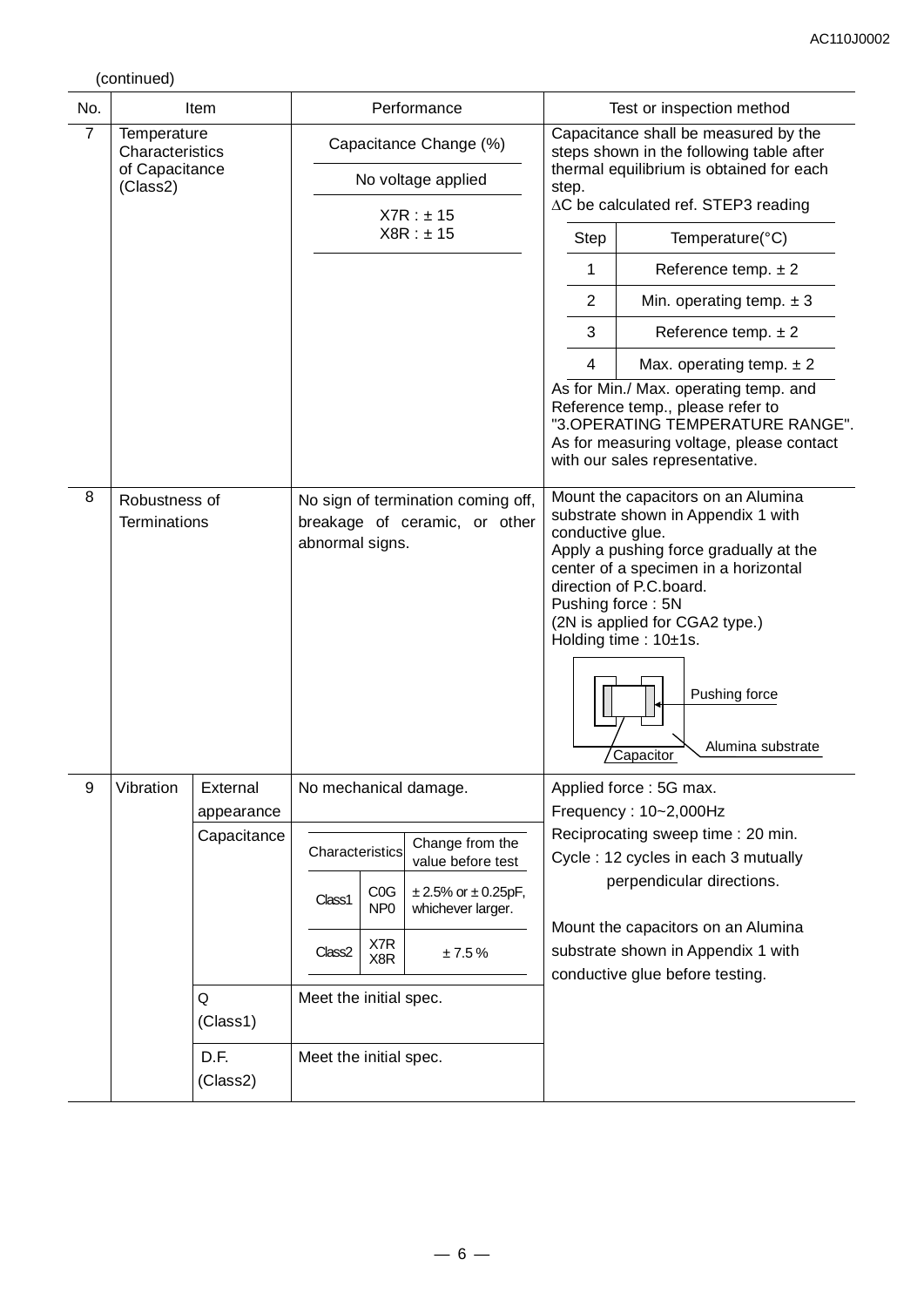(continued)

| No. | Item | | Performance | Test or inspection method |
|---|---|---|---|---|
| 7 | Temperature Characteristics of Capacitance (Class2) | | Capacitance Change (%)<br>No voltage applied<br>X7R : ± 15<br>X8R : ± 15 | Capacitance shall be measured by the steps shown in the following table after thermal equilibrium is obtained for each step.<br>ΔC be calculated ref. STEP3 reading<br><br>Step 1: Reference temp. ± 2<br>Step 2: Min. operating temp. ± 3<br>Step 3: Reference temp. ± 2<br>Step 4: Max. operating temp. ± 2<br><br>As for Min./ Max. operating temp. and Reference temp., please refer to "3.OPERATING TEMPERATURE RANGE".<br>As for measuring voltage, please contact with our sales representative. |
| 8 | Robustness of Terminations | | No sign of termination coming off, breakage of ceramic, or other abnormal signs. | Mount the capacitors on an Alumina substrate shown in Appendix 1 with conductive glue.<br>Apply a pushing force gradually at the center of a specimen in a horizontal direction of P.C.board.<br>Pushing force : 5N<br>(2N is applied for CGA2 type.)<br>Holding time : 10±1s.<br><br>Pushing force<br>Alumina substrate<br>Capacitor |
| 9 | Vibration | External appearance | No mechanical damage. | Applied force : 5G max.<br>Frequency : 10~2,000Hz<br>Reciprocating sweep time : 20 min.<br>Cycle : 12 cycles in each 3 mutually perpendicular directions.<br><br>Mount the capacitors on an Alumina substrate shown in Appendix 1 with conductive glue before testing. |
| | | Capacitance | Characteristics / Change from the value before test:<br>Class1 C0G NP0: ± 2.5% or ± 0.25pF, whichever larger.<br>Class2 X7R X8R: ± 7.5 % | |
| | | Q (Class1) | Meet the initial spec. | |
| | | D.F. (Class2) | Meet the initial spec. | |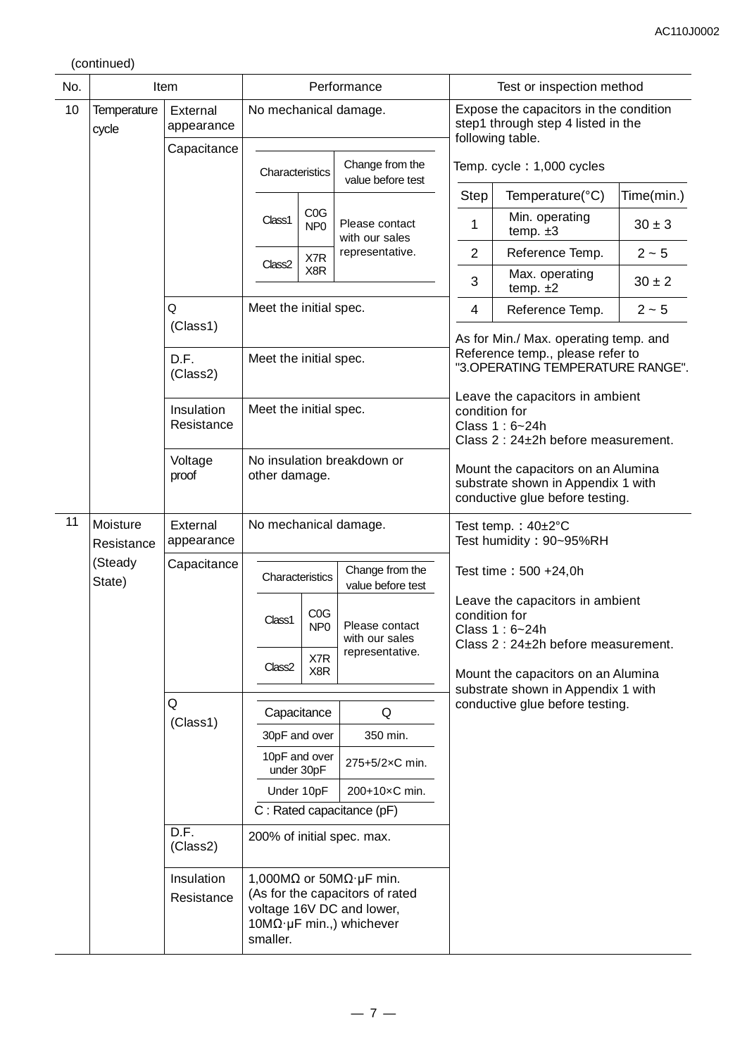(continued)

| No. | Item | | Performance | Test or inspection method |
|---|---|---|---|---|
| 10 | Temperature cycle | External appearance | No mechanical damage. | Expose the capacitors in the condition step1 through step 4 listed in the following table.<br><br>Temp. cycle：1,000 cycles<br><br>Step 1: Min. operating temp. ±3, 30 ± 3 min.<br>Step 2: Reference Temp., 2 ~ 5 min.<br>Step 3: Max. operating temp. ±2, 30 ± 2 min.<br>Step 4: Reference Temp., 2 ~ 5 min.<br><br>As for Min./ Max. operating temp. and Reference temp., please refer to "3.OPERATING TEMPERATURE RANGE".<br><br>Leave the capacitors in ambient condition for<br>Class 1 : 6~24h<br>Class 2 : 24±2h before measurement.<br><br>Mount the capacitors on an Alumina substrate shown in Appendix 1 with conductive glue before testing. |
| | | Capacitance | Characteristics / Change from the value before test:<br>Class1 (C0G, NP0): Please contact with our sales representative.<br>Class2 (X7R, X8R): Please contact with our sales representative. | |
| | | Q (Class1) | Meet the initial spec. | |
| | | D.F. (Class2) | Meet the initial spec. | |
| | | Insulation Resistance | Meet the initial spec. | |
| | | Voltage proof | No insulation breakdown or other damage. | |
| 11 | Moisture Resistance (Steady State) | External appearance | No mechanical damage. | Test temp.：40±2°C<br>Test humidity：90~95%RH<br><br>Test time：500 +24,0h<br><br>Leave the capacitors in ambient condition for<br>Class 1 : 6~24h<br>Class 2 : 24±2h before measurement.<br><br>Mount the capacitors on an Alumina substrate shown in Appendix 1 with conductive glue before testing. |
| | | Capacitance | Characteristics / Change from the value before test:<br>Class1 (C0G, NP0): Please contact with our sales representative.<br>Class2 (X7R, X8R): Please contact with our sales representative. | |
| | | Q (Class1) | Capacitance / Q:<br>30pF and over: 350 min.<br>10pF and over under 30pF: 275+5/2×C min.<br>Under 10pF: 200+10×C min.<br>C : Rated capacitance (pF) | |
| | | D.F. (Class2) | 200% of initial spec. max. | |
| | | Insulation Resistance | 1,000MΩ or 50MΩ·μF min.<br>(As for the capacitors of rated voltage 16V DC and lower, 10MΩ·μF min.,) whichever smaller. | |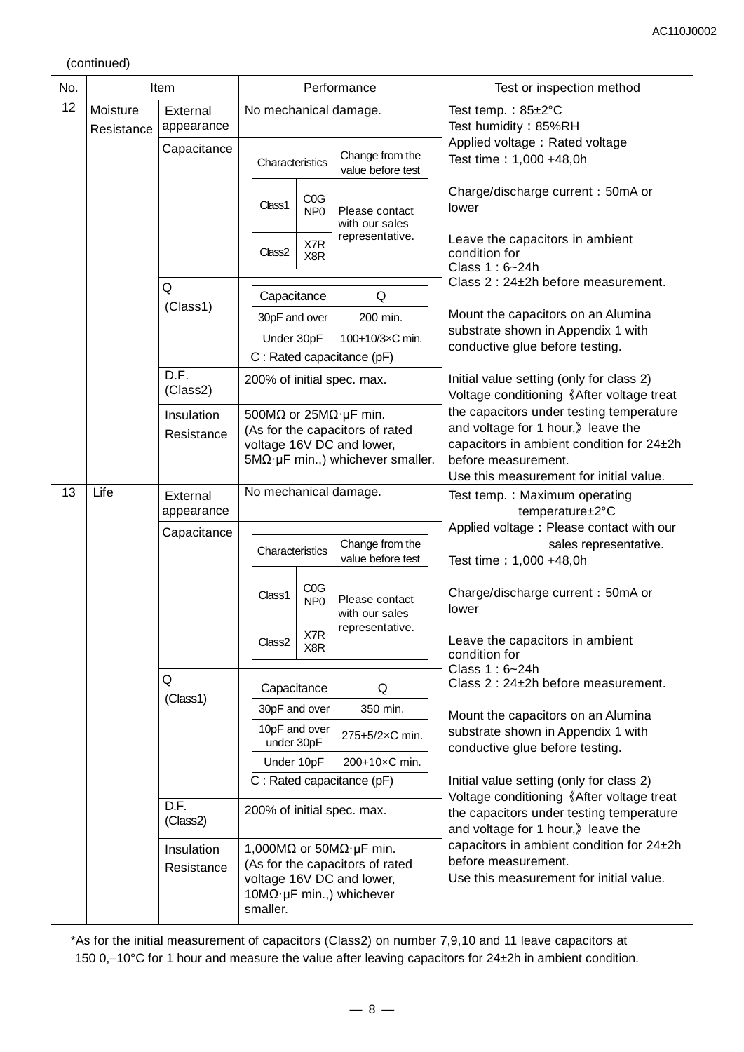(continued)

| No. | Item | | Performance | Test or inspection method |
|---|---|---|---|---|
| 12 | Moisture Resistance | External appearance | No mechanical damage. | Test temp.：85±2°C<br>Test humidity：85%RH<br>Applied voltage：Rated voltage<br>Test time：1,000 +48,0h<br><br>Charge/discharge current：50mA or lower<br><br>Leave the capacitors in ambient condition for<br>Class 1 : 6~24h<br>Class 2 : 24±2h before measurement.<br><br>Mount the capacitors on an Alumina substrate shown in Appendix 1 with conductive glue before testing.<br><br>Initial value setting (only for class 2)<br>Voltage conditioning《After voltage treat the capacitors under testing temperature and voltage for 1 hour,》leave the capacitors in ambient condition for 24±2h before measurement.<br>Use this measurement for initial value. |
| | | Capacitance | Characteristics / Change from the value before test:<br>Class1 C0G NP0: Please contact with our sales representative.<br>Class2 X7R X8R: Please contact with our sales representative. | |
| | | Q (Class1) | Capacitance / Q:<br>30pF and over: 200 min.<br>Under 30pF: 100+10/3×C min.<br>C : Rated capacitance (pF) | |
| | | D.F. (Class2) | 200% of initial spec. max. | |
| | | Insulation Resistance | 500MΩ or 25MΩ·μF min.<br>(As for the capacitors of rated voltage 16V DC and lower, 5MΩ·μF min.,) whichever smaller. | |
| 13 | Life | External appearance | No mechanical damage. | Test temp.：Maximum operating temperature±2°C<br>Applied voltage：Please contact with our sales representative.<br>Test time：1,000 +48,0h<br><br>Charge/discharge current：50mA or lower<br><br>Leave the capacitors in ambient condition for<br>Class 1 : 6~24h<br>Class 2 : 24±2h before measurement.<br><br>Mount the capacitors on an Alumina substrate shown in Appendix 1 with conductive glue before testing.<br><br>Initial value setting (only for class 2)<br>Voltage conditioning《After voltage treat the capacitors under testing temperature and voltage for 1 hour,》leave the capacitors in ambient condition for 24±2h before measurement.<br>Use this measurement for initial value. |
| | | Capacitance | Characteristics / Change from the value before test:<br>Class1 C0G NP0: Please contact with our sales representative.<br>Class2 X7R X8R: Please contact with our sales representative. | |
| | | Q (Class1) | Capacitance / Q:<br>30pF and over: 350 min.<br>10pF and over under 30pF: 275+5/2×C min.<br>Under 10pF: 200+10×C min.<br>C : Rated capacitance (pF) | |
| | | D.F. (Class2) | 200% of initial spec. max. | |
| | | Insulation Resistance | 1,000MΩ or 50MΩ·μF min.<br>(As for the capacitors of rated voltage 16V DC and lower, 10MΩ·μF min.,) whichever smaller. | |

*As for the initial measurement of capacitors (Class2) on number 7,9,10 and 11 leave capacitors at 150 0,–10°C for 1 hour and measure the value after leaving capacitors for 24±2h in ambient condition.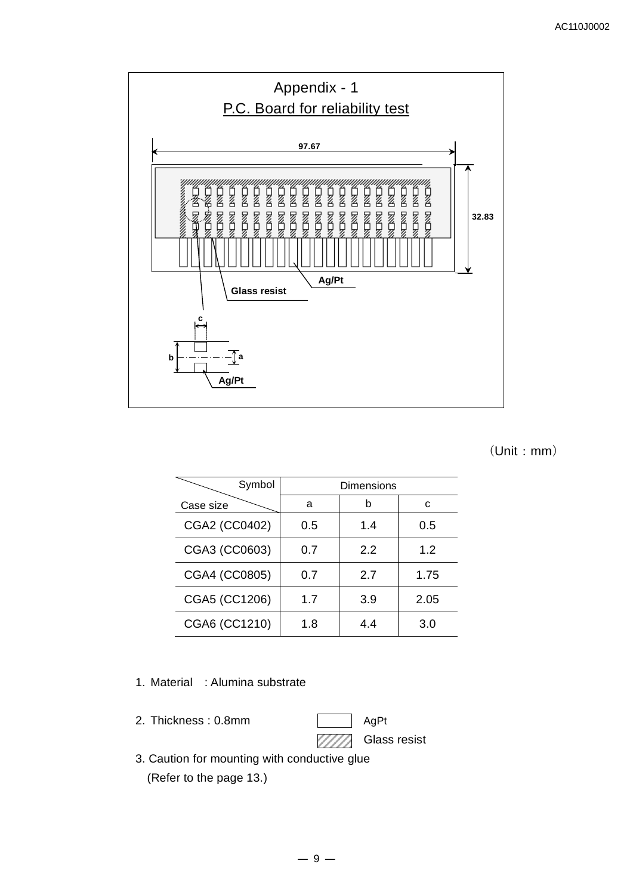# Appendix - 1

## P.C. Board for reliability test

97.67

32.83

Ag/Pt

Glass resist

c

b

a

Ag/Pt

（Unit：mm）

| Symbol / Case size | Dimensions | | |
|---|---|---|---|
| | a | b | c |
| CGA2 (CC0402) | 0.5 | 1.4 | 0.5 |
| CGA3 (CC0603) | 0.7 | 2.2 | 1.2 |
| CGA4 (CC0805) | 0.7 | 2.7 | 1.75 |
| CGA5 (CC1206) | 1.7 | 3.9 | 2.05 |
| CGA6 (CC1210) | 1.8 | 4.4 | 3.0 |

1. Material : Alumina substrate

2. Thickness : 0.8mm

AgPt

Glass resist

3. Caution for mounting with conductive glue
   (Refer to the page 13.)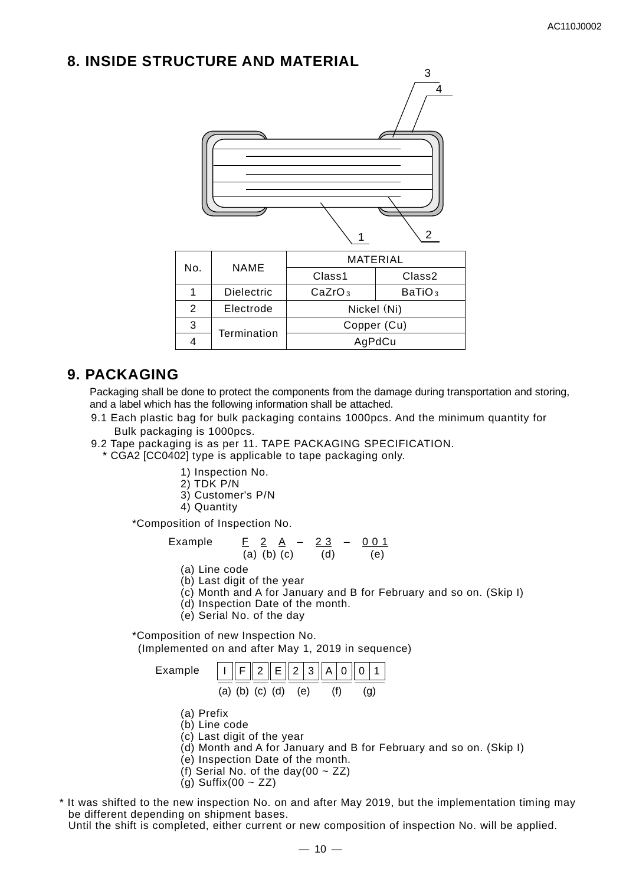## 8. INSIDE STRUCTURE AND MATERIAL

| No. | NAME | MATERIAL | |
|---|---|---|---|
| | | Class1 | Class2 |
| 1 | Dielectric | $CaZrO_3$ | $BaTiO_3$ |
| 2 | Electrode | Nickel (Ni) | |
| 3 | Termination | Copper (Cu) | |
| 4 | | AgPdCu | |

## 9. PACKAGING

Packaging shall be done to protect the components from the damage during transportation and storing, and a label which has the following information shall be attached.

9.1 Each plastic bag for bulk packaging contains 1000pcs. And the minimum quantity for Bulk packaging is 1000pcs.

9.2 Tape packaging is as per 11. TAPE PACKAGING SPECIFICATION.
 * CGA2 [CC0402] type is applicable to tape packaging only.

1) Inspection No.
2) TDK P/N
3) Customer's P/N
4) Quantity

*Composition of Inspection No.

Example F 2 A – 2 3 – 0 0 1
 (a) (b) (c) (d) (e)

(a) Line code
(b) Last digit of the year
(c) Month and A for January and B for February and so on. (Skip I)
(d) Inspection Date of the month.
(e) Serial No. of the day

*Composition of new Inspection No.
 (Implemented on and after May 1, 2019 in sequence)

Example

| I | F | 2 | E | 2 3 | A 0 | 0 1 |
|---|---|---|---|---|---|---|
| (a) | (b) | (c) | (d) | (e) | (f) | (g) |

(a) Prefix
(b) Line code
(c) Last digit of the year
(d) Month and A for January and B for February and so on. (Skip I)
(e) Inspection Date of the month.
(f) Serial No. of the day(00 ~ ZZ)
(g) Suffix(00 ~ ZZ)

* It was shifted to the new inspection No. on and after May 2019, but the implementation timing may be different depending on shipment bases.
 Until the shift is completed, either current or new composition of inspection No. will be applied.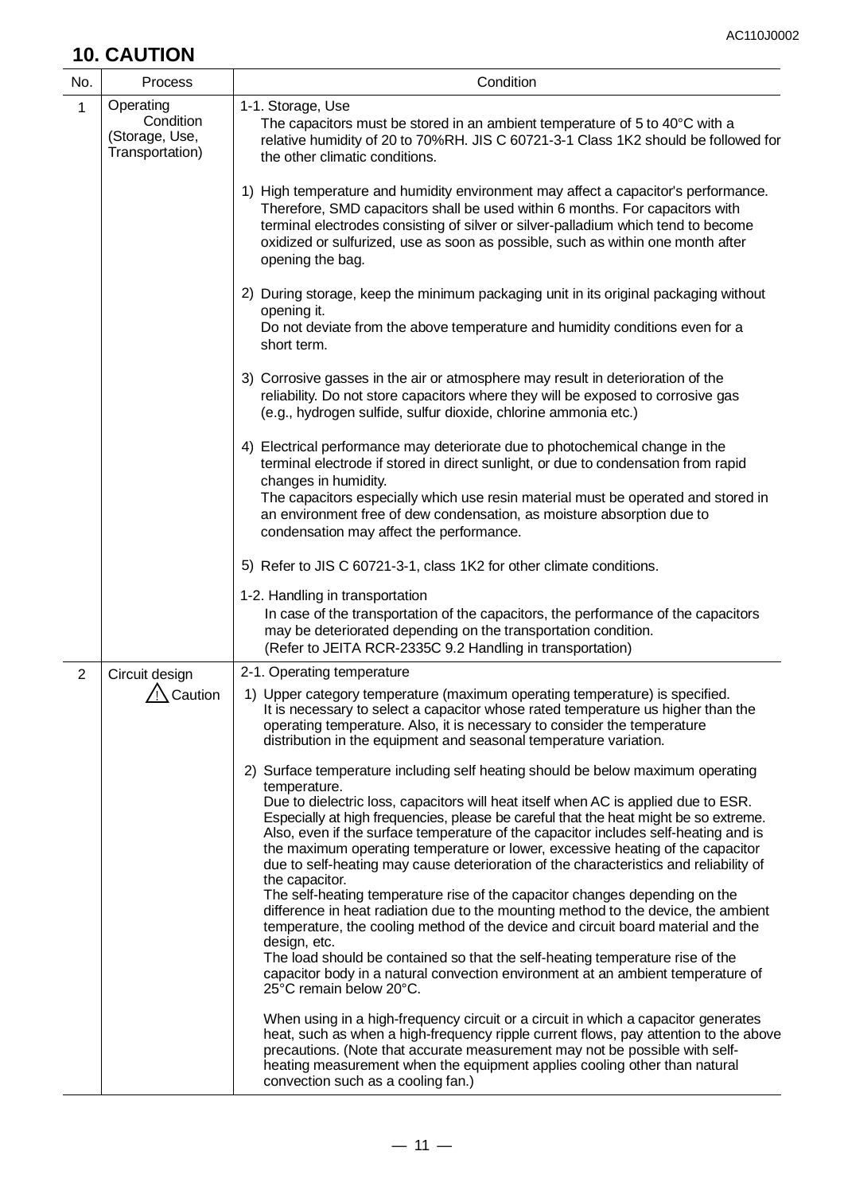## 10. CAUTION

| No. | Process | Condition |
|---|---|---|
| 1 | Operating Condition (Storage, Use, Transportation) | 1-1. Storage, Use<br>The capacitors must be stored in an ambient temperature of 5 to 40°C with a relative humidity of 20 to 70%RH. JIS C 60721-3-1 Class 1K2 should be followed for the other climatic conditions.<br><br>1) High temperature and humidity environment may affect a capacitor's performance. Therefore, SMD capacitors shall be used within 6 months. For capacitors with terminal electrodes consisting of silver or silver-palladium which tend to become oxidized or sulfurized, use as soon as possible, such as within one month after opening the bag.<br><br>2) During storage, keep the minimum packaging unit in its original packaging without opening it.<br>Do not deviate from the above temperature and humidity conditions even for a short term.<br><br>3) Corrosive gasses in the air or atmosphere may result in deterioration of the reliability. Do not store capacitors where they will be exposed to corrosive gas (e.g., hydrogen sulfide, sulfur dioxide, chlorine ammonia etc.)<br><br>4) Electrical performance may deteriorate due to photochemical change in the terminal electrode if stored in direct sunlight, or due to condensation from rapid changes in humidity.<br>The capacitors especially which use resin material must be operated and stored in an environment free of dew condensation, as moisture absorption due to condensation may affect the performance.<br><br>5) Refer to JIS C 60721-3-1, class 1K2 for other climate conditions.<br><br>1-2. Handling in transportation<br>In case of the transportation of the capacitors, the performance of the capacitors may be deteriorated depending on the transportation condition.<br>(Refer to JEITA RCR-2335C 9.2 Handling in transportation) |
| 2 | Circuit design<br>⚠ Caution | 2-1. Operating temperature<br>1) Upper category temperature (maximum operating temperature) is specified.<br>It is necessary to select a capacitor whose rated temperature us higher than the operating temperature. Also, it is necessary to consider the temperature distribution in the equipment and seasonal temperature variation.<br><br>2) Surface temperature including self heating should be below maximum operating temperature.<br>Due to dielectric loss, capacitors will heat itself when AC is applied due to ESR. Especially at high frequencies, please be careful that the heat might be so extreme. Also, even if the surface temperature of the capacitor includes self-heating and is the maximum operating temperature or lower, excessive heating of the capacitor due to self-heating may cause deterioration of the characteristics and reliability of the capacitor.<br>The self-heating temperature rise of the capacitor changes depending on the difference in heat radiation due to the mounting method to the device, the ambient temperature, the cooling method of the device and circuit board material and the design, etc.<br>The load should be contained so that the self-heating temperature rise of the capacitor body in a natural convection environment at an ambient temperature of 25°C remain below 20°C.<br><br>When using in a high-frequency circuit or a circuit in which a capacitor generates heat, such as when a high-frequency ripple current flows, pay attention to the above precautions. (Note that accurate measurement may not be possible with self-heating measurement when the equipment applies cooling other than natural convection such as a cooling fan.) |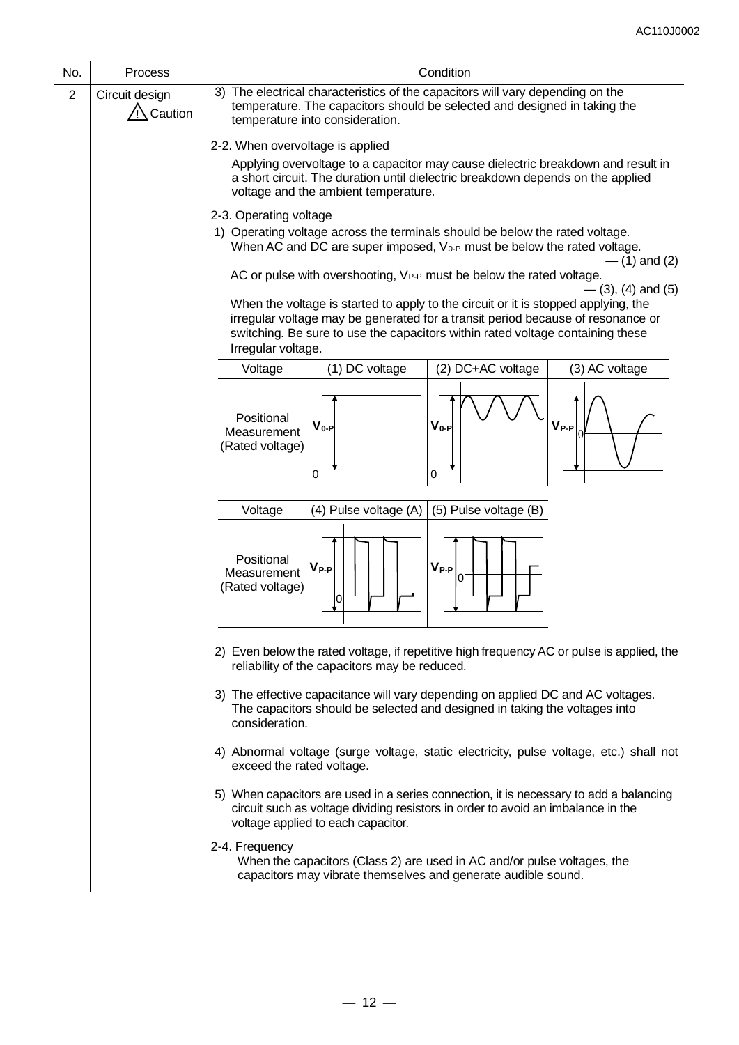| No. | Process | Condition |
|---|---|---|
| 2 | Circuit design ⚠ Caution | 3) The electrical characteristics of the capacitors will vary depending on the temperature. The capacitors should be selected and designed in taking the temperature into consideration. |

2-2. When overvoltage is applied

Applying overvoltage to a capacitor may cause dielectric breakdown and result in a short circuit. The duration until dielectric breakdown depends on the applied voltage and the ambient temperature.

2-3. Operating voltage

1) Operating voltage across the terminals should be below the rated voltage. When AC and DC are super imposed, $V_{0-P}$ must be below the rated voltage. — (1) and (2)

AC or pulse with overshooting, $V_{P-P}$ must be below the rated voltage. — (3), (4) and (5)

When the voltage is started to apply to the circuit or it is stopped applying, the irregular voltage may be generated for a transit period because of resonance or switching. Be sure to use the capacitors within rated voltage containing these Irregular voltage.

| Voltage | (1) DC voltage | (2) DC+AC voltage | (3) AC voltage |
|---|---|---|---|
| Positional Measurement (Rated voltage) | $V_{0-P}$ | $V_{0-P}$ | $V_{P-P}$ |

| Voltage | (4) Pulse voltage (A) | (5) Pulse voltage (B) |
|---|---|---|
| Positional Measurement (Rated voltage) | $V_{P-P}$ | $V_{P-P}$ |

2) Even below the rated voltage, if repetitive high frequency AC or pulse is applied, the reliability of the capacitors may be reduced.

3) The effective capacitance will vary depending on applied DC and AC voltages. The capacitors should be selected and designed in taking the voltages into consideration.

4) Abnormal voltage (surge voltage, static electricity, pulse voltage, etc.) shall not exceed the rated voltage.

5) When capacitors are used in a series connection, it is necessary to add a balancing circuit such as voltage dividing resistors in order to avoid an imbalance in the voltage applied to each capacitor.

2-4. Frequency

When the capacitors (Class 2) are used in AC and/or pulse voltages, the capacitors may vibrate themselves and generate audible sound.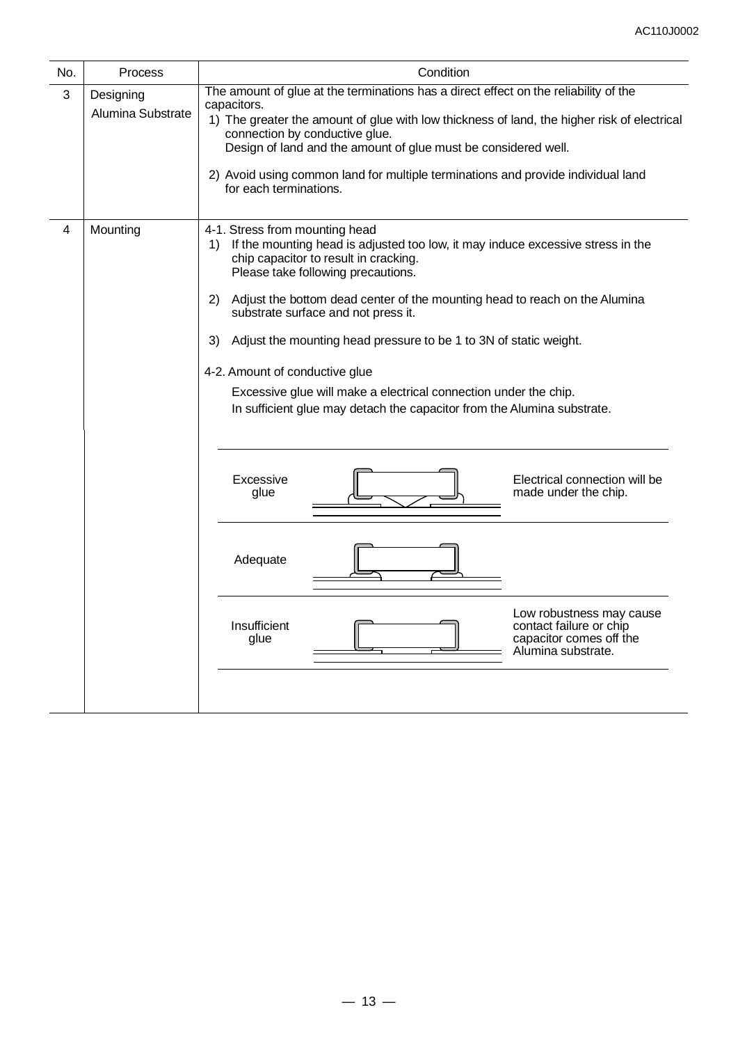| No. | Process | Condition |
|---|---|---|
| 3 | Designing Alumina Substrate | The amount of glue at the terminations has a direct effect on the reliability of the capacitors.<br>1) The greater the amount of glue with low thickness of land, the higher risk of electrical connection by conductive glue.<br>Design of land and the amount of glue must be considered well.<br>2) Avoid using common land for multiple terminations and provide individual land for each terminations. |
| 4 | Mounting | 4-1. Stress from mounting head<br>1) If the mounting head is adjusted too low, it may induce excessive stress in the chip capacitor to result in cracking.<br>Please take following precautions.<br>2) Adjust the bottom dead center of the mounting head to reach on the Alumina substrate surface and not press it.<br>3) Adjust the mounting head pressure to be 1 to 3N of static weight.<br><br>4-2. Amount of conductive glue<br>Excessive glue will make a electrical connection under the chip.<br>In sufficient glue may detach the capacitor from the Alumina substrate.<br><br>Excessive glue — Electrical connection will be made under the chip.<br>Adequate<br>Insufficient glue — Low robustness may cause contact failure or chip capacitor comes off the Alumina substrate. |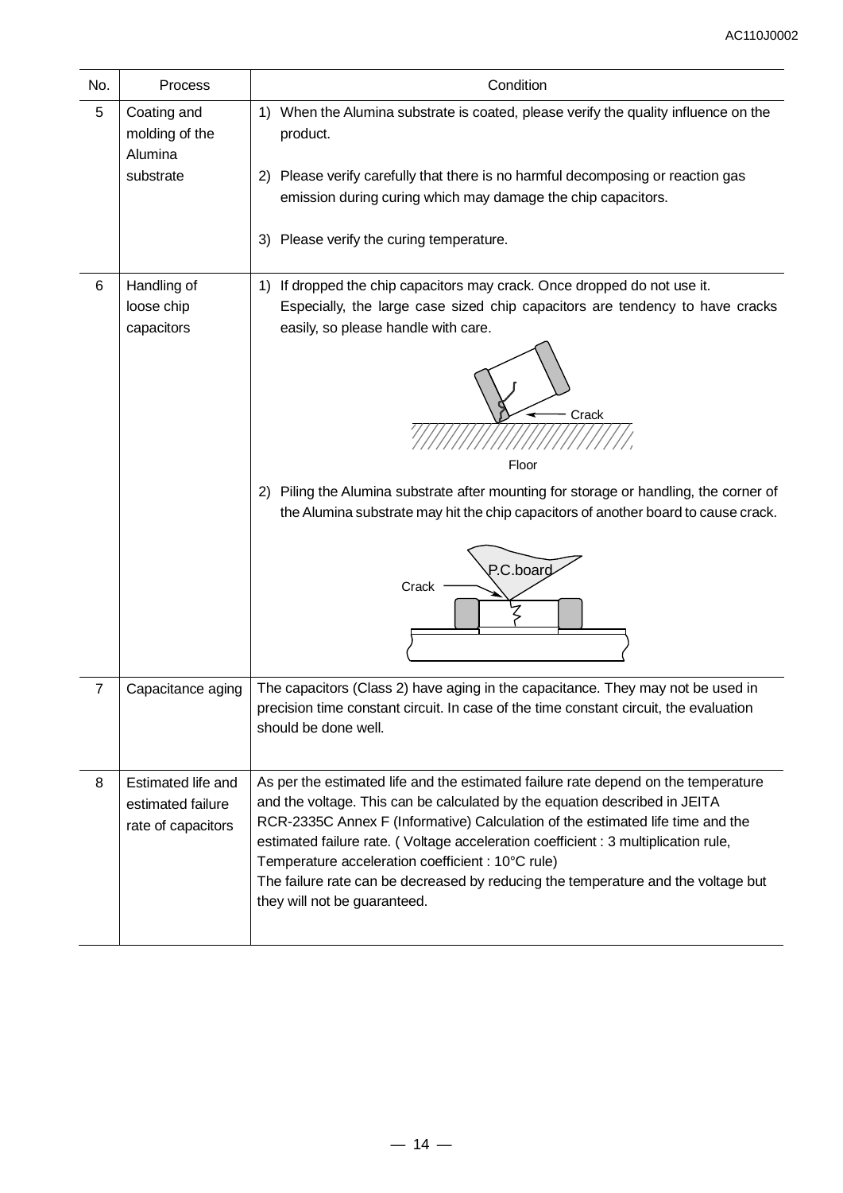| No. | Process | Condition |
|---|---|---|
| 5 | Coating and molding of the Alumina substrate | 1) When the Alumina substrate is coated, please verify the quality influence on the product.<br><br>2) Please verify carefully that there is no harmful decomposing or reaction gas emission during curing which may damage the chip capacitors.<br><br>3) Please verify the curing temperature. |
| 6 | Handling of loose chip capacitors | 1) If dropped the chip capacitors may crack. Once dropped do not use it. Especially, the large case sized chip capacitors are tendency to have cracks easily, so please handle with care.<br><br>Crack<br>Floor<br><br>2) Piling the Alumina substrate after mounting for storage or handling, the corner of the Alumina substrate may hit the chip capacitors of another board to cause crack.<br><br>P.C.board<br>Crack |
| 7 | Capacitance aging | The capacitors (Class 2) have aging in the capacitance. They may not be used in precision time constant circuit. In case of the time constant circuit, the evaluation should be done well. |
| 8 | Estimated life and estimated failure rate of capacitors | As per the estimated life and the estimated failure rate depend on the temperature and the voltage. This can be calculated by the equation described in JEITA RCR-2335C Annex F (Informative) Calculation of the estimated life time and the estimated failure rate. ( Voltage acceleration coefficient : 3 multiplication rule, Temperature acceleration coefficient : 10°C rule)<br>The failure rate can be decreased by reducing the temperature and the voltage but they will not be guaranteed. |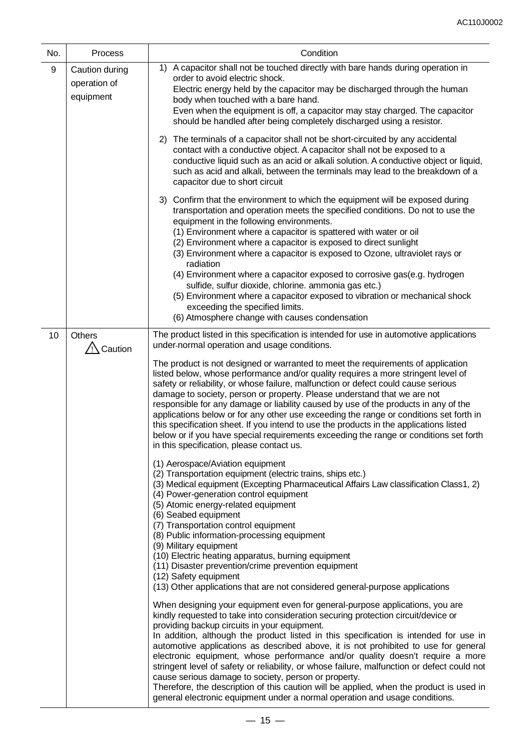| No. | Process | Condition |
|---|---|---|
| 9 | Caution during operation of equipment | 1) A capacitor shall not be touched directly with bare hands during operation in order to avoid electric shock.<br>Electric energy held by the capacitor may be discharged through the human body when touched with a bare hand.<br>Even when the equipment is off, a capacitor may stay charged. The capacitor should be handled after being completely discharged using a resistor.<br><br>2) The terminals of a capacitor shall not be short-circuited by any accidental contact with a conductive object. A capacitor shall not be exposed to a conductive liquid such as an acid or alkali solution. A conductive object or liquid, such as acid and alkali, between the terminals may lead to the breakdown of a capacitor due to short circuit<br><br>3) Confirm that the environment to which the equipment will be exposed during transportation and operation meets the specified conditions. Do not to use the equipment in the following environments.<br>(1) Environment where a capacitor is spattered with water or oil<br>(2) Environment where a capacitor is exposed to direct sunlight<br>(3) Environment where a capacitor is exposed to Ozone, ultraviolet rays or radiation<br>(4) Environment where a capacitor exposed to corrosive gas(e.g. hydrogen sulfide, sulfur dioxide, chlorine. ammonia gas etc.)<br>(5) Environment where a capacitor exposed to vibration or mechanical shock exceeding the specified limits.<br>(6) Atmosphere change with causes condensation |
| 10 | Others<br>⚠ Caution | The product listed in this specification is intended for use in automotive applications under-normal operation and usage conditions.<br><br>The product is not designed or warranted to meet the requirements of application listed below, whose performance and/or quality requires a more stringent level of safety or reliability, or whose failure, malfunction or defect could cause serious damage to society, person or property. Please understand that we are not responsible for any damage or liability caused by use of the products in any of the applications below or for any other use exceeding the range or conditions set forth in this specification sheet. If you intend to use the products in the applications listed below or if you have special requirements exceeding the range or conditions set forth in this specification, please contact us.<br><br>(1) Aerospace/Aviation equipment<br>(2) Transportation equipment (electric trains, ships etc.)<br>(3) Medical equipment (Excepting Pharmaceutical Affairs Law classification Class1, 2)<br>(4) Power-generation control equipment<br>(5) Atomic energy-related equipment<br>(6) Seabed equipment<br>(7) Transportation control equipment<br>(8) Public information-processing equipment<br>(9) Military equipment<br>(10) Electric heating apparatus, burning equipment<br>(11) Disaster prevention/crime prevention equipment<br>(12) Safety equipment<br>(13) Other applications that are not considered general-purpose applications<br><br>When designing your equipment even for general-purpose applications, you are kindly requested to take into consideration securing protection circuit/device or providing backup circuits in your equipment.<br>In addition, although the product listed in this specification is intended for use in automotive applications as described above, it is not prohibited to use for general electronic equipment, whose performance and/or quality doesn't require a more stringent level of safety or reliability, or whose failure, malfunction or defect could not cause serious damage to society, person or property.<br>Therefore, the description of this caution will be applied, when the product is used in general electronic equipment under a normal operation and usage conditions. |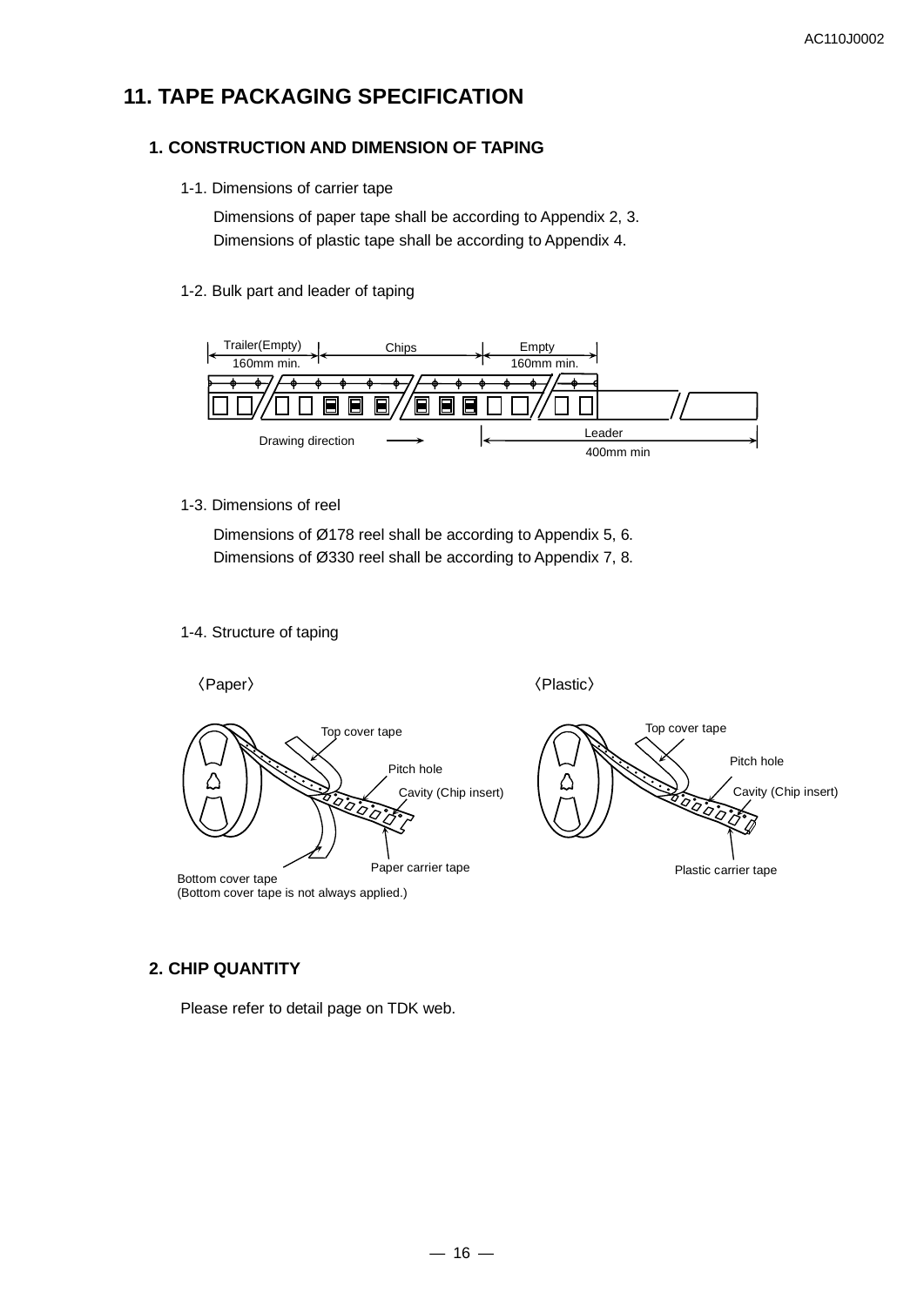# 11. TAPE PACKAGING SPECIFICATION

## 1. CONSTRUCTION AND DIMENSION OF TAPING

### 1-1. Dimensions of carrier tape

Dimensions of paper tape shall be according to Appendix 2, 3.
Dimensions of plastic tape shall be according to Appendix 4.

### 1-2. Bulk part and leader of taping

Trailer(Empty) 160mm min. | Chips | Empty 160mm min.

Drawing direction →

Leader 400mm min

### 1-3. Dimensions of reel

Dimensions of Ø178 reel shall be according to Appendix 5, 6.
Dimensions of Ø330 reel shall be according to Appendix 7, 8.

### 1-4. Structure of taping

〈Paper〉

Top cover tape
Pitch hole
Cavity (Chip insert)
Paper carrier tape
Bottom cover tape
(Bottom cover tape is not always applied.)

〈Plastic〉

Top cover tape
Pitch hole
Cavity (Chip insert)
Plastic carrier tape

## 2. CHIP QUANTITY

Please refer to detail page on TDK web.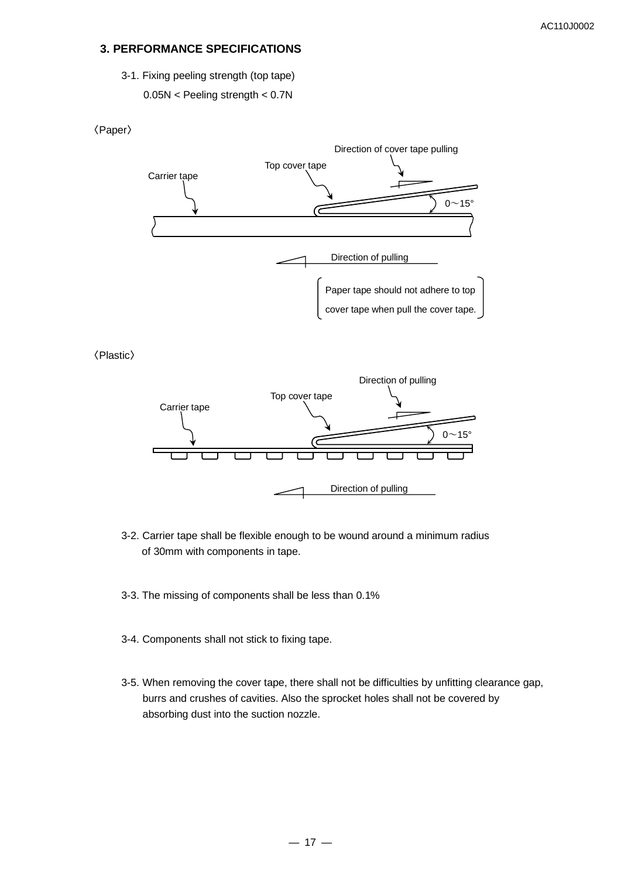## 3. PERFORMANCE SPECIFICATIONS

3-1. Fixing peeling strength (top tape)

0.05N < Peeling strength < 0.7N

〈Paper〉

Direction of cover tape pulling

Top cover tape

Carrier tape

0～15°

Direction of pulling

Paper tape should not adhere to top cover tape when pull the cover tape.

〈Plastic〉

Direction of pulling

Top cover tape

Carrier tape

0～15°

Direction of pulling

3-2. Carrier tape shall be flexible enough to be wound around a minimum radius of 30mm with components in tape.

3-3. The missing of components shall be less than 0.1%

3-4. Components shall not stick to fixing tape.

3-5. When removing the cover tape, there shall not be difficulties by unfitting clearance gap, burrs and crushes of cavities. Also the sprocket holes shall not be covered by absorbing dust into the suction nozzle.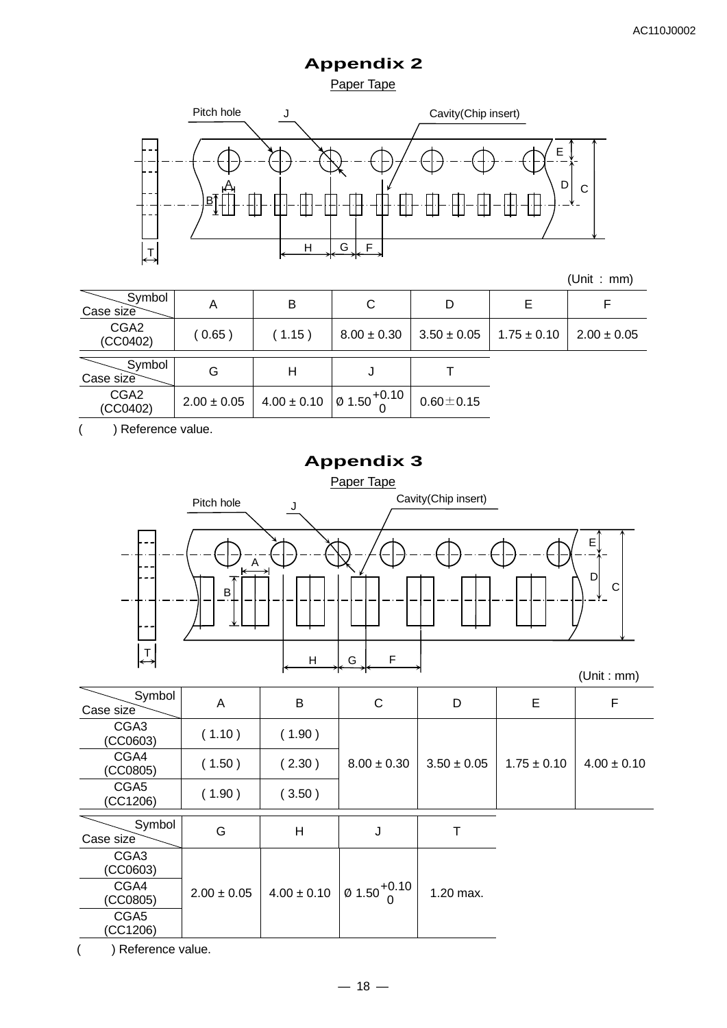# Appendix 2

Paper Tape

Pitch hole　J　Cavity(Chip insert)

(Unit : mm)

| Symbol / Case size | A | B | C | D | E | F |
|---|---|---|---|---|---|---|
| CGA2 (CC0402) | ( 0.65 ) | ( 1.15 ) | 8.00 ± 0.30 | 3.50 ± 0.05 | 1.75 ± 0.10 | 2.00 ± 0.05 |

| Symbol / Case size | G | H | J | T |
|---|---|---|---|---|
| CGA2 (CC0402) | 2.00 ± 0.05 | 4.00 ± 0.10 | Ø $1.50^{+0.10}_{0}$ | 0.60 ± 0.15 |

( ) Reference value.

# Appendix 3

Paper Tape

Pitch hole　J　Cavity(Chip insert)

(Unit : mm)

| Symbol / Case size | A | B | C | D | E | F |
|---|---|---|---|---|---|---|
| CGA3 (CC0603) | ( 1.10 ) | ( 1.90 ) | 8.00 ± 0.30 | 3.50 ± 0.05 | 1.75 ± 0.10 | 4.00 ± 0.10 |
| CGA4 (CC0805) | ( 1.50 ) | ( 2.30 ) | | | | |
| CGA5 (CC1206) | ( 1.90 ) | ( 3.50 ) | | | | |

| Symbol / Case size | G | H | J | T |
|---|---|---|---|---|
| CGA3 (CC0603) | 2.00 ± 0.05 | 4.00 ± 0.10 | Ø $1.50^{+0.10}_{0}$ | 1.20 max. |
| CGA4 (CC0805) | | | | |
| CGA5 (CC1206) | | | | |

( ) Reference value.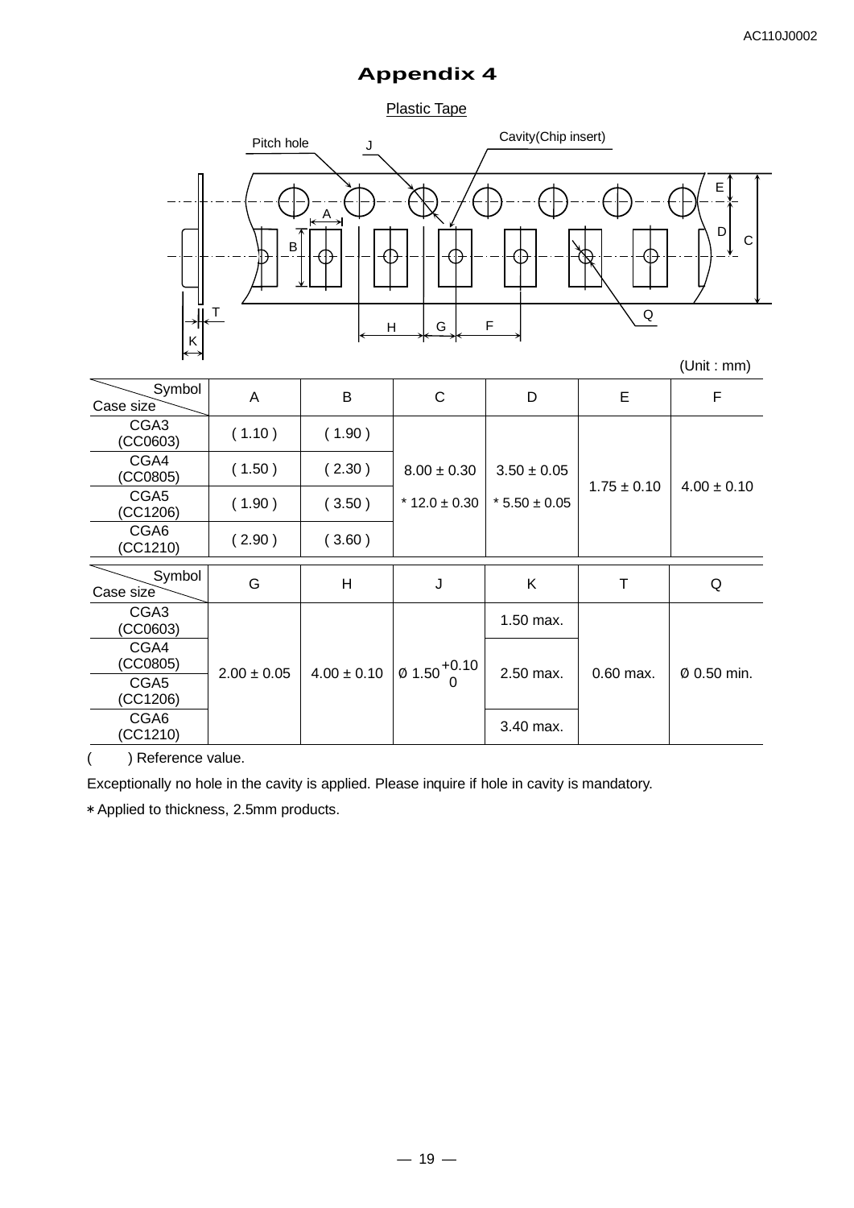# Appendix 4

Plastic Tape

(Unit : mm)

| Symbol / Case size | A | B | C | D | E | F |
|---|---|---|---|---|---|---|
| CGA3 (CC0603) | ( 1.10 ) | ( 1.90 ) | 8.00 ± 0.30<br>* 12.0 ± 0.30 | 3.50 ± 0.05<br>* 5.50 ± 0.05 | 1.75 ± 0.10 | 4.00 ± 0.10 |
| CGA4 (CC0805) | ( 1.50 ) | ( 2.30 ) | | | | |
| CGA5 (CC1206) | ( 1.90 ) | ( 3.50 ) | | | | |
| CGA6 (CC1210) | ( 2.90 ) | ( 3.60 ) | | | | |

| Symbol / Case size | G | H | J | K | T | Q |
|---|---|---|---|---|---|---|
| CGA3 (CC0603) | 2.00 ± 0.05 | 4.00 ± 0.10 | Ø $1.50^{+0.10}_{0}$ | 1.50 max. | 0.60 max. | Ø 0.50 min. |
| CGA4 (CC0805) | | | | 2.50 max. | | |
| CGA5 (CC1206) | | | | | | |
| CGA6 (CC1210) | | | | 3.40 max. | | |

(　　) Reference value.

Exceptionally no hole in the cavity is applied. Please inquire if hole in cavity is mandatory.

* Applied to thickness, 2.5mm products.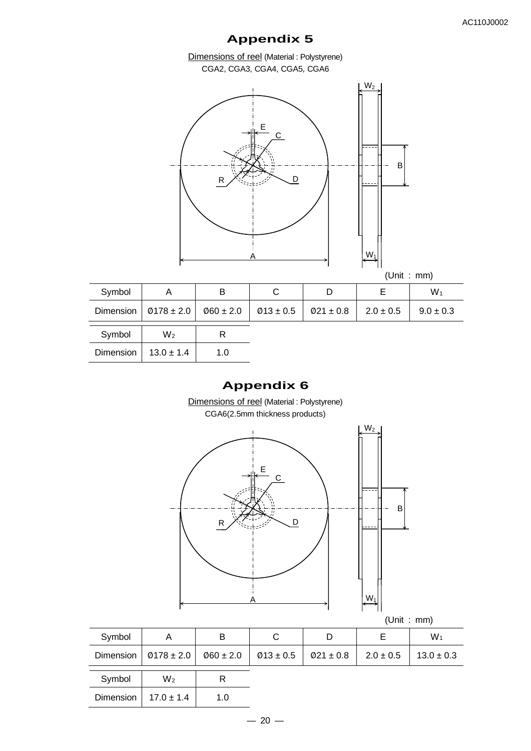# Appendix 5

Dimensions of reel (Material : Polystyrene)

CGA2, CGA3, CGA4, CGA5, CGA6

(Unit : mm)

| Symbol | A | B | C | D | E | $W_1$ |
|---|---|---|---|---|---|---|
| Dimension | Ø178 ± 2.0 | Ø60 ± 2.0 | Ø13 ± 0.5 | Ø21 ± 0.8 | 2.0 ± 0.5 | 9.0 ± 0.3 |

| Symbol | $W_2$ | R |
|---|---|---|
| Dimension | 13.0 ± 1.4 | 1.0 |

# Appendix 6

Dimensions of reel (Material : Polystyrene)

CGA6(2.5mm thickness products)

(Unit : mm)

| Symbol | A | B | C | D | E | $W_1$ |
|---|---|---|---|---|---|---|
| Dimension | Ø178 ± 2.0 | Ø60 ± 2.0 | Ø13 ± 0.5 | Ø21 ± 0.8 | 2.0 ± 0.5 | 13.0 ± 0.3 |

| Symbol | $W_2$ | R |
|---|---|---|
| Dimension | 17.0 ± 1.4 | 1.0 |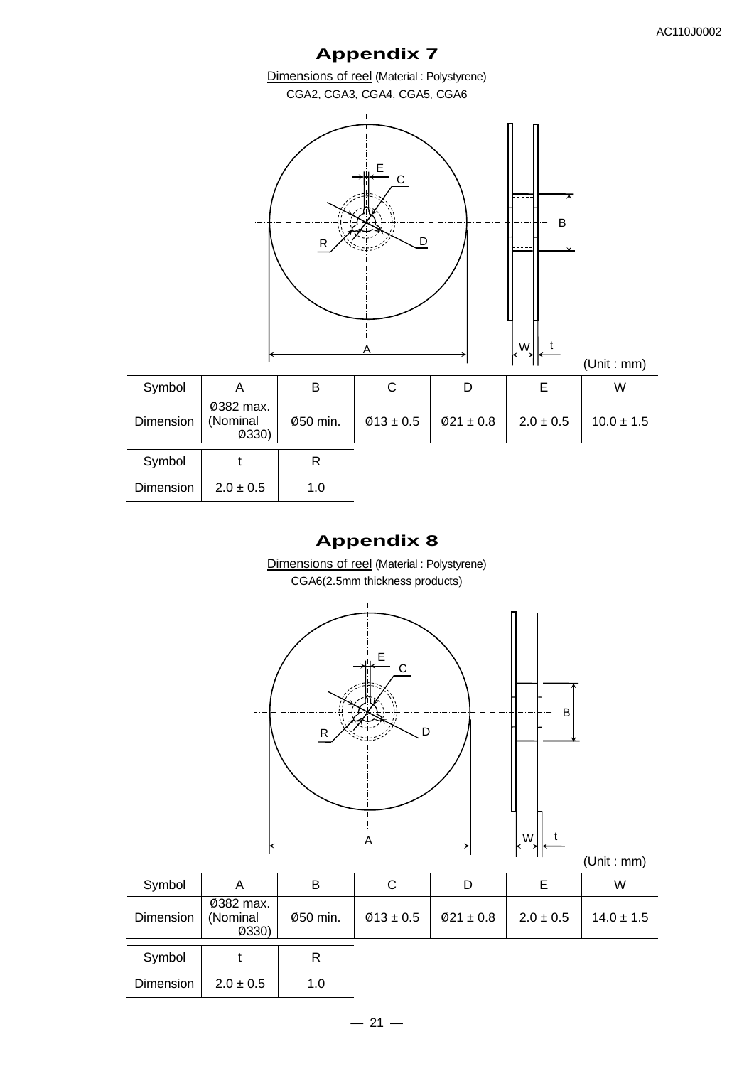# Appendix 7

Dimensions of reel (Material : Polystyrene)

CGA2, CGA3, CGA4, CGA5, CGA6

E
C
B
R
D
A
W
t

(Unit : mm)

| Symbol | A | B | C | D | E | W |
|---|---|---|---|---|---|---|
| Dimension | Ø382 max. (Nominal Ø330) | Ø50 min. | Ø13 ± 0.5 | Ø21 ± 0.8 | 2.0 ± 0.5 | 10.0 ± 1.5 |

| Symbol | t | R |
|---|---|---|
| Dimension | 2.0 ± 0.5 | 1.0 |

# Appendix 8

Dimensions of reel (Material : Polystyrene)

CGA6(2.5mm thickness products)

E
C
B
R
D
A
W
t

(Unit : mm)

| Symbol | A | B | C | D | E | W |
|---|---|---|---|---|---|---|
| Dimension | Ø382 max. (Nominal Ø330) | Ø50 min. | Ø13 ± 0.5 | Ø21 ± 0.8 | 2.0 ± 0.5 | 14.0 ± 1.5 |

| Symbol | t | R |
|---|---|---|
| Dimension | 2.0 ± 0.5 | 1.0 |